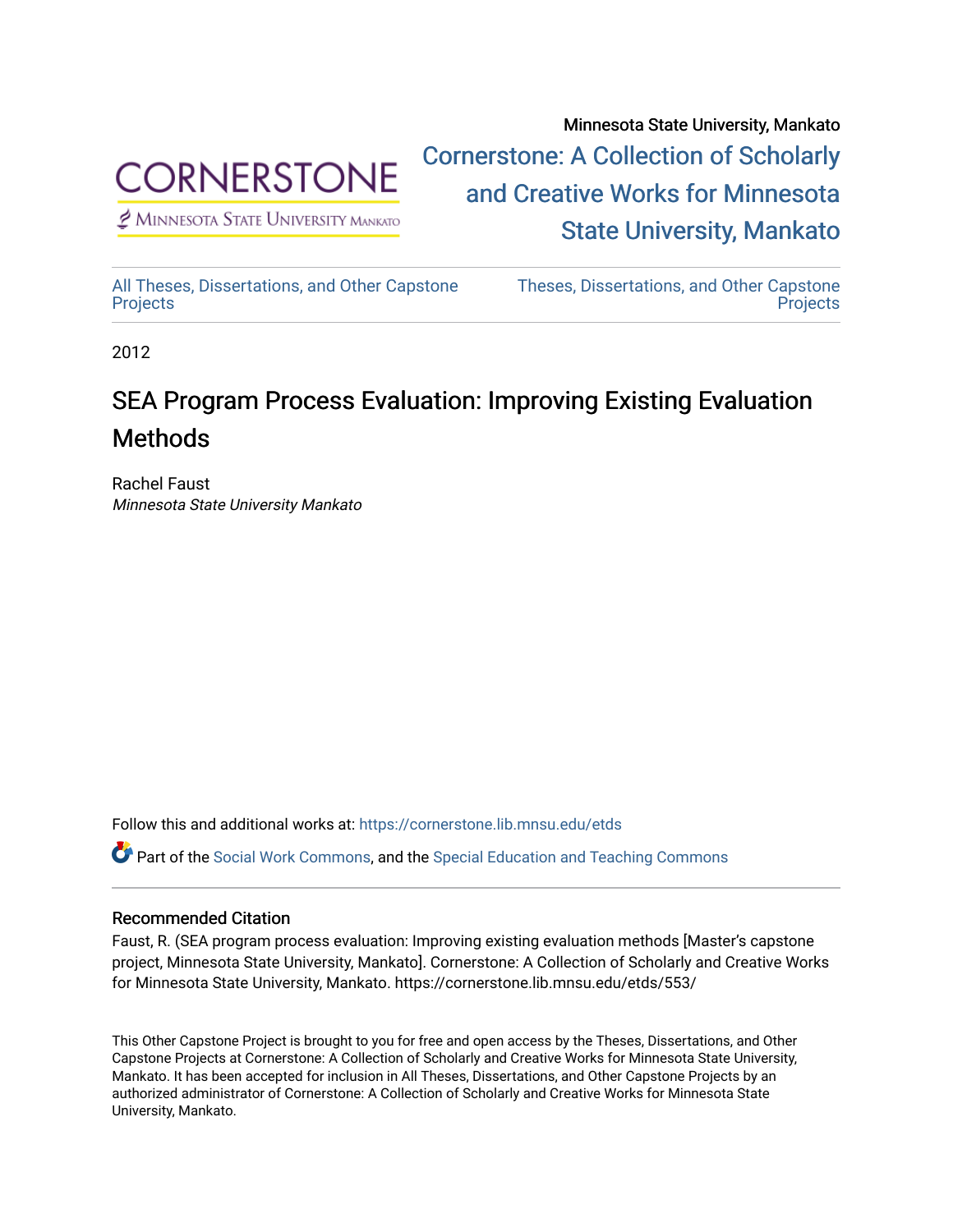Minnesota State University, Mankato

Cornerstone: A Collection of Scholarly and Creative Works for Minnesota State University, Mankato

All Theses, Dissertations, and Other Capstone Projects

Theses, Dissertations, and Other Capstone Projects

2012

# SEA Program Process Evaluation: Improving Existing Evaluation Methods

Rachel Faust
*Minnesota State University Mankato*

Follow this and additional works at: https://cornerstone.lib.mnsu.edu/etds

Part of the Social Work Commons, and the Special Education and Teaching Commons

## Recommended Citation

Faust, R. (SEA program process evaluation: Improving existing evaluation methods [Master's capstone project, Minnesota State University, Mankato]. Cornerstone: A Collection of Scholarly and Creative Works for Minnesota State University, Mankato. https://cornerstone.lib.mnsu.edu/etds/553/

This Other Capstone Project is brought to you for free and open access by the Theses, Dissertations, and Other Capstone Projects at Cornerstone: A Collection of Scholarly and Creative Works for Minnesota State University, Mankato. It has been accepted for inclusion in All Theses, Dissertations, and Other Capstone Projects by an authorized administrator of Cornerstone: A Collection of Scholarly and Creative Works for Minnesota State University, Mankato.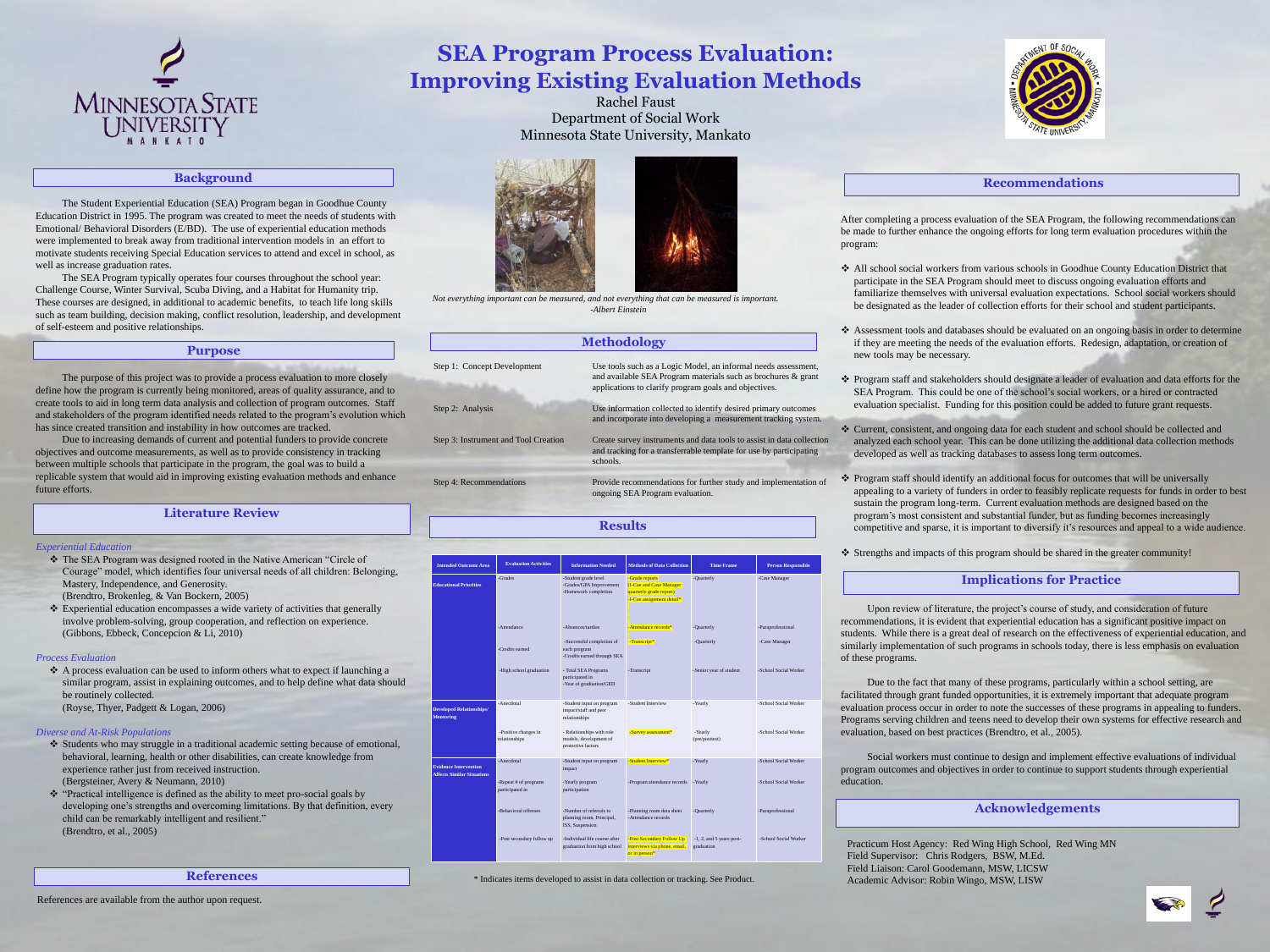# SEA Program Process Evaluation: Improving Existing Evaluation Methods

Rachel Faust
Department of Social Work
Minnesota State University, Mankato

## Background

The Student Experiential Education (SEA) Program began in Goodhue County Education District in 1995. The program was created to meet the needs of students with Emotional/ Behavioral Disorders (E/BD). The use of experiential education methods were implemented to break away from traditional intervention models in an effort to motivate students receiving Special Education services to attend and excel in school, as well as increase graduation rates.

The SEA Program typically operates four courses throughout the school year: Challenge Course, Winter Survival, Scuba Diving, and a Habitat for Humanity trip. These courses are designed, in additional to academic benefits, to teach life long skills such as team building, decision making, conflict resolution, leadership, and development of self-esteem and positive relationships.

## Purpose

The purpose of this project was to provide a process evaluation to more closely define how the program is currently being monitored, areas of quality assurance, and to create tools to aid in long term data analysis and collection of program outcomes. Staff and stakeholders of the program identified needs related to the program's evolution which has since created transition and instability in how outcomes are tracked.

Due to increasing demands of current and potential funders to provide concrete objectives and outcome measurements, as well as to provide consistency in tracking between multiple schools that participate in the program, the goal was to build a replicable system that would aid in improving existing evaluation methods and enhance future efforts.

## Literature Review

*Experiential Education*

- The SEA Program was designed rooted in the Native American "Circle of Courage" model, which identifies four universal needs of all children: Belonging, Mastery, Independence, and Generosity.
  (Brendtro, Brokenleg, & Van Bockern, 2005)
- Experiential education encompasses a wide variety of activities that generally involve problem-solving, group cooperation, and reflection on experience.
  (Gibbons, Ebbeck, Concepcion & Li, 2010)

*Process Evaluation*

- A process evaluation can be used to inform others what to expect if launching a similar program, assist in explaining outcomes, and to help define what data should be routinely collected.
  (Royse, Thyer, Padgett & Logan, 2006)

*Diverse and At-Risk Populations*

- Students who may struggle in a traditional academic setting because of emotional, behavioral, learning, health or other disabilities, can create knowledge from experience rather just from received instruction.
  (Bergsteiner, Avery & Neumann, 2010)
- "Practical intelligence is defined as the ability to meet pro-social goals by developing one's strengths and overcoming limitations. By that definition, every child can be remarkably intelligent and resilient."
  (Brendtro, et al., 2005)

## References

References are available from the author upon request.

*Not everything important can be measured, and not everything that can be measured is important.*
*-Albert Einstein*

## Methodology

| | |
|---|---|
| Step 1: Concept Development | Use tools such as a Logic Model, an informal needs assessment, and available SEA Program materials such as brochures & grant applications to clarify program goals and objectives. |
| Step 2: Analysis | Use information collected to identify desired primary outcomes and incorporate into developing a measurement tracking system. |
| Step 3: Instrument and Tool Creation | Create survey instruments and data tools to assist in data collection and tracking for a transferrable template for use by participating schools. |
| Step 4: Recommendations | Provide recommendations for further study and implementation of ongoing SEA Program evaluation. |

## Results

| Intended Outcome Area | Evaluation Activities | Information Needed | Methods of Data Collection | Time Frame | Person Responsible |
|---|---|---|---|---|---|
| Educational Priorities | -Grades | -Student grade level -Grades/GPA Improvement -Homework completion | -Grade reports (I-Cue and Case Manager quarterly grade report) -I-Cue assignment detail* | -Quarterly | -Case Manager |
| | -Attendance | -Absences/tardies | -Attendance records* | -Quarterly | -Paraprofessional |
| | -Credits earned | -Successful completion of each program -Credits earned through SEA | -Transcript* | -Quarterly | -Case Manager |
| | -High school graduation | - Total SEA Programs participated in -Year of graduation/GED | -Transcript | -Senior year of student | -School Social Worker |
| Developed Relationships/ Mentoring | -Anecdotal | -Student input on program impact/staff and peer relationships | -Student Interview | -Yearly | -School Social Worker |
| | -Positive changes in relationships | - Relationships with role models, development of protective factors | -Survey assessment* | -Yearly (pre/posttest) | -School Social Worker |
| Evidence Intervention Affects Similar Situations | -Anecdotal | -Student input on program impact | -Student Interview* | -Yearly | -School Social Worker |
| | -Repeat # of programs participated in | -Yearly program participation | -Program attendance records | -Yearly | -School Social Worker |
| | -Behavioral offenses | -Number of referrals to planning room, Principal, ISS, Suspension | -Planning room data sheet -Attendance records | -Quarterly | -Paraprofessional |
| | -Post secondary follow up | -Individual life course after graduation from high school | -Post Secondary Follow Up interviews via phone, email, or in person* | -1, 2, and 5 years post-graduation | -School Social Worker |

\* Indicates items developed to assist in data collection or tracking. See Product.

## Recommendations

After completing a process evaluation of the SEA Program, the following recommendations can be made to further enhance the ongoing efforts for long term evaluation procedures within the program:

- All school social workers from various schools in Goodhue County Education District that participate in the SEA Program should meet to discuss ongoing evaluation efforts and familiarize themselves with universal evaluation expectations. School social workers should be designated as the leader of collection efforts for their school and student participants.
- Assessment tools and databases should be evaluated on an ongoing basis in order to determine if they are meeting the needs of the evaluation efforts. Redesign, adaptation, or creation of new tools may be necessary.
- Program staff and stakeholders should designate a leader of evaluation and data efforts for the SEA Program. This could be one of the school's social workers, or a hired or contracted evaluation specialist. Funding for this position could be added to future grant requests.
- Current, consistent, and ongoing data for each student and school should be collected and analyzed each school year. This can be done utilizing the additional data collection methods developed as well as tracking databases to assess long term outcomes.
- Program staff should identify an additional focus for outcomes that will be universally appealing to a variety of funders in order to feasibly replicate requests for funds in order to best sustain the program long-term. Current evaluation methods are designed based on the program's most consistent and substantial funder, but as funding becomes increasingly competitive and sparse, it is important to diversify it's resources and appeal to a wide audience.
- Strengths and impacts of this program should be shared in the greater community!

## Implications for Practice

Upon review of literature, the project's course of study, and consideration of future recommendations, it is evident that experiential education has a significant positive impact on students. While there is a great deal of research on the effectiveness of experiential education, and similarly implementation of such programs in schools today, there is less emphasis on evaluation of these programs.

Due to the fact that many of these programs, particularly within a school setting, are facilitated through grant funded opportunities, it is extremely important that adequate program evaluation process occur in order to note the successes of these programs in appealing to funders. Programs serving children and teens need to develop their own systems for effective research and evaluation, based on best practices (Brendtro, et al., 2005).

Social workers must continue to design and implement effective evaluations of individual program outcomes and objectives in order to continue to support students through experiential education.

## Acknowledgements

Practicum Host Agency: Red Wing High School, Red Wing MN
Field Supervisor: Chris Rodgers, BSW, M.Ed.
Field Liaison: Carol Goodemann, MSW, LICSW
Academic Advisor: Robin Wingo, MSW, LISW